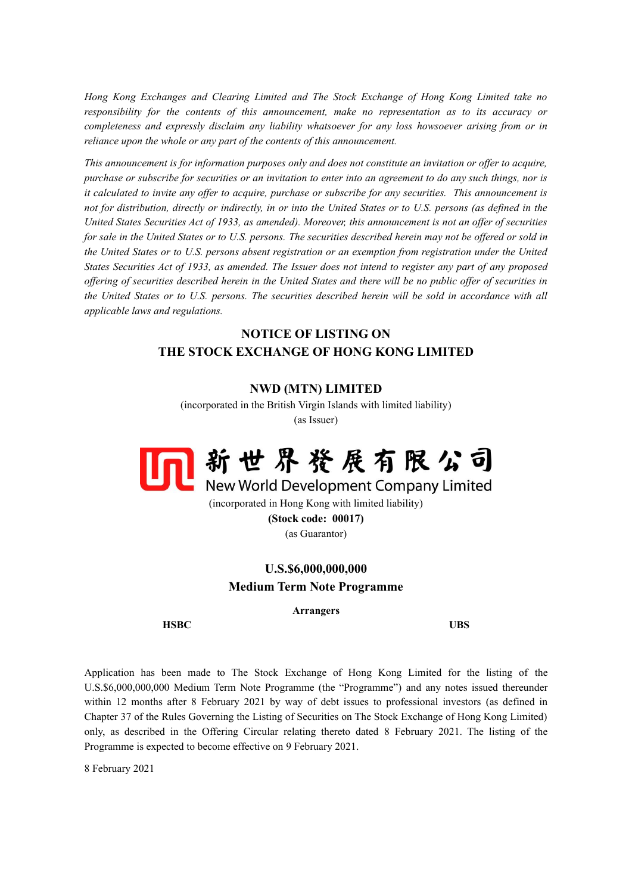*Hong Kong Exchanges and Clearing Limited and The Stock Exchange of Hong Kong Limited take no responsibility for the contents of this announcement, make no representation as to its accuracy or completeness and expressly disclaim any liability whatsoever for any loss howsoever arising from or in reliance upon the whole or any part of the contents of this announcement.*

*This announcement is for information purposes only and does not constitute an invitation or offer to acquire, purchase or subscribe for securities or an invitation to enter into an agreement to do any such things, nor is it calculated to invite any offer to acquire, purchase or subscribe for any securities. This announcement is not for distribution, directly or indirectly, in or into the United States or to U.S. persons (as defined in the United States Securities Act of 1933, as amended). Moreover, this announcement is not an offer of securities for sale in the United States or to U.S. persons. The securities described herein may not be offered or sold in the United States or to U.S. persons absent registration or an exemption from registration under the United States Securities Act of 1933, as amended. The Issuer does not intend to register any part of any proposed offering of securities described herein in the United States and there will be no public offer of securities in the United States or to U.S. persons. The securities described herein will be sold in accordance with all applicable laws and regulations.*

# NOTICE OF LISTING ON THE STOCK EXCHANGE OF HONG KONG LIMITED

**NWD (MTN) LIMITED**

(incorporated in the British Virgin Islands with limited liability)

(as Issuer)

新世界發展有限公司

New World Development Company Limited

(incorporated in Hong Kong with limited liability)

**(Stock code: 00017)**

(as Guarantor)

**U.S.$6,000,000,000**

**Medium Term Note Programme**

**Arrangers**

**HSBC** **UBS**

Application has been made to The Stock Exchange of Hong Kong Limited for the listing of the U.S.$6,000,000,000 Medium Term Note Programme (the "Programme") and any notes issued thereunder within 12 months after 8 February 2021 by way of debt issues to professional investors (as defined in Chapter 37 of the Rules Governing the Listing of Securities on The Stock Exchange of Hong Kong Limited) only, as described in the Offering Circular relating thereto dated 8 February 2021. The listing of the Programme is expected to become effective on 9 February 2021.

8 February 2021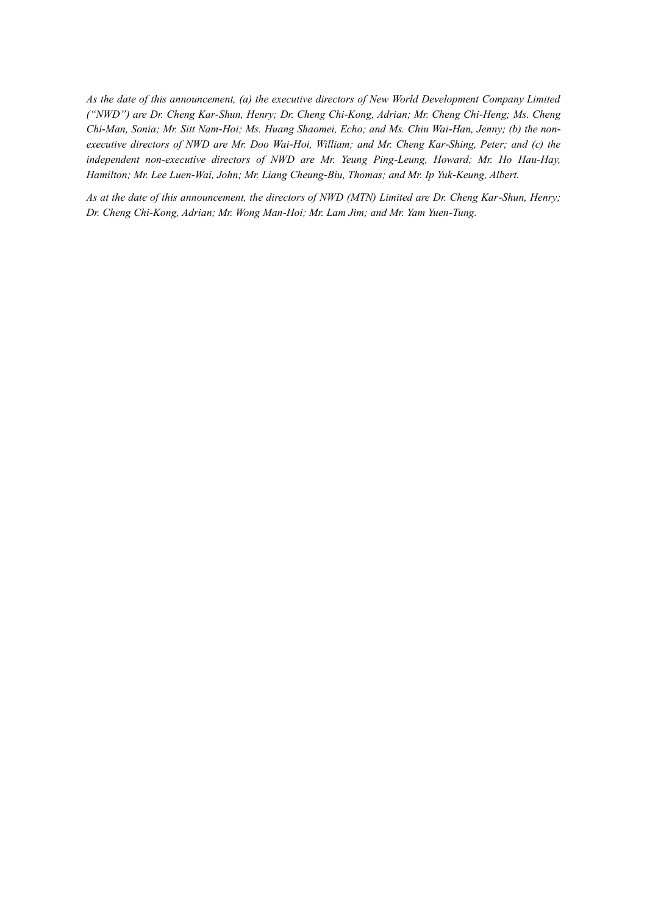*As the date of this announcement, (a) the executive directors of New World Development Company Limited ("NWD") are Dr. Cheng Kar-Shun, Henry; Dr. Cheng Chi-Kong, Adrian; Mr. Cheng Chi-Heng; Ms. Cheng Chi-Man, Sonia; Mr. Sitt Nam-Hoi; Ms. Huang Shaomei, Echo; and Ms. Chiu Wai-Han, Jenny; (b) the non-executive directors of NWD are Mr. Doo Wai-Hoi, William; and Mr. Cheng Kar-Shing, Peter; and (c) the independent non-executive directors of NWD are Mr. Yeung Ping-Leung, Howard; Mr. Ho Hau-Hay, Hamilton; Mr. Lee Luen-Wai, John; Mr. Liang Cheung-Biu, Thomas; and Mr. Ip Yuk-Keung, Albert.*

*As at the date of this announcement, the directors of NWD (MTN) Limited are Dr. Cheng Kar-Shun, Henry; Dr. Cheng Chi-Kong, Adrian; Mr. Wong Man-Hoi; Mr. Lam Jim; and Mr. Yam Yuen-Tung.*